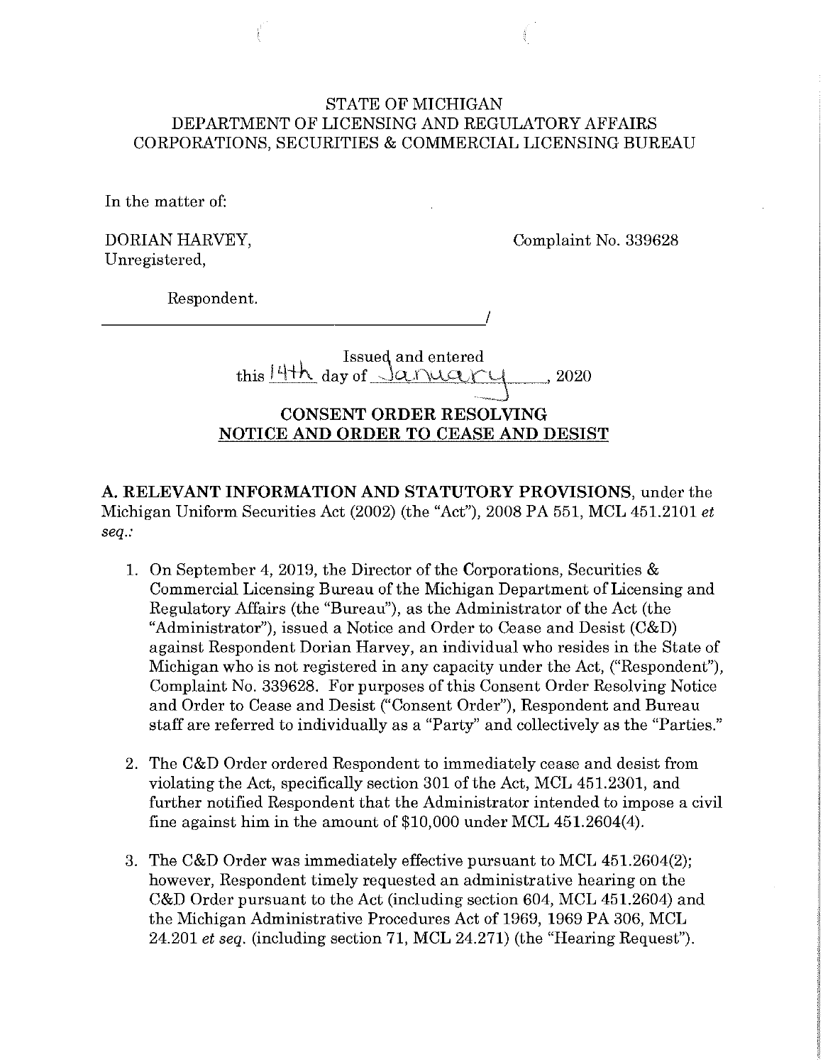STATE OF MICHIGAN
DEPARTMENT OF LICENSING AND REGULATORY AFFAIRS
CORPORATIONS, SECURITIES & COMMERCIAL LICENSING BUREAU

In the matter of:

DORIAN HARVEY,
Unregistered,

Respondent.

Complaint No. 339628

Issued and entered
this 14th day of January, 2020

## CONSENT ORDER RESOLVING NOTICE AND ORDER TO CEASE AND DESIST

**A. RELEVANT INFORMATION AND STATUTORY PROVISIONS**, under the Michigan Uniform Securities Act (2002) (the "Act"), 2008 PA 551, MCL 451.2101 *et seq.*:

1. On September 4, 2019, the Director of the Corporations, Securities & Commercial Licensing Bureau of the Michigan Department of Licensing and Regulatory Affairs (the "Bureau"), as the Administrator of the Act (the "Administrator"), issued a Notice and Order to Cease and Desist (C&D) against Respondent Dorian Harvey, an individual who resides in the State of Michigan who is not registered in any capacity under the Act, ("Respondent"), Complaint No. 339628. For purposes of this Consent Order Resolving Notice and Order to Cease and Desist ("Consent Order"), Respondent and Bureau staff are referred to individually as a "Party" and collectively as the "Parties."

2. The C&D Order ordered Respondent to immediately cease and desist from violating the Act, specifically section 301 of the Act, MCL 451.2301, and further notified Respondent that the Administrator intended to impose a civil fine against him in the amount of $10,000 under MCL 451.2604(4).

3. The C&D Order was immediately effective pursuant to MCL 451.2604(2); however, Respondent timely requested an administrative hearing on the C&D Order pursuant to the Act (including section 604, MCL 451.2604) and the Michigan Administrative Procedures Act of 1969, 1969 PA 306, MCL 24.201 *et seq.* (including section 71, MCL 24.271) (the "Hearing Request").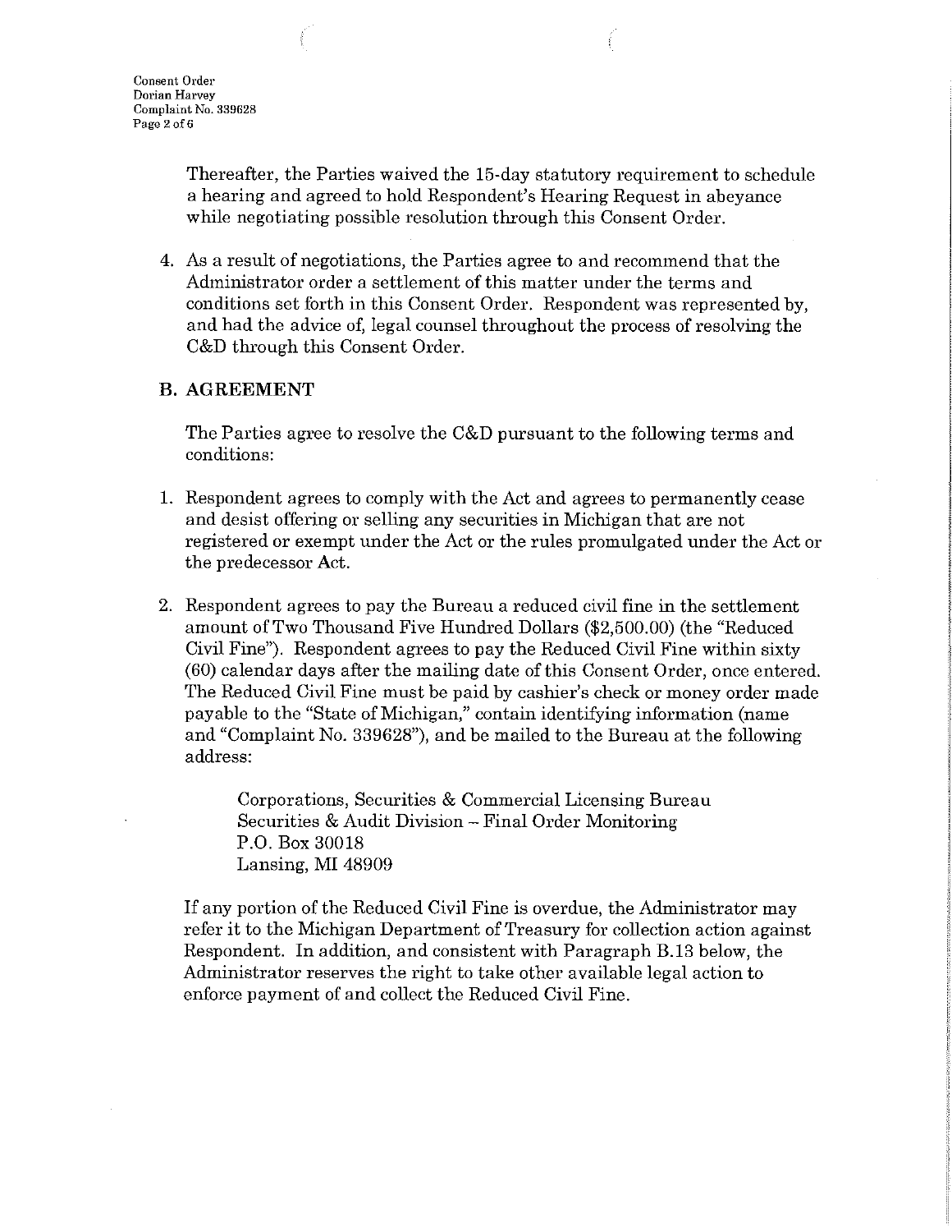Thereafter, the Parties waived the 15-day statutory requirement to schedule a hearing and agreed to hold Respondent's Hearing Request in abeyance while negotiating possible resolution through this Consent Order.

4. As a result of negotiations, the Parties agree to and recommend that the Administrator order a settlement of this matter under the terms and conditions set forth in this Consent Order. Respondent was represented by, and had the advice of, legal counsel throughout the process of resolving the C&D through this Consent Order.

## B. AGREEMENT

The Parties agree to resolve the C&D pursuant to the following terms and conditions:

1. Respondent agrees to comply with the Act and agrees to permanently cease and desist offering or selling any securities in Michigan that are not registered or exempt under the Act or the rules promulgated under the Act or the predecessor Act.

2. Respondent agrees to pay the Bureau a reduced civil fine in the settlement amount of Two Thousand Five Hundred Dollars ($2,500.00) (the "Reduced Civil Fine"). Respondent agrees to pay the Reduced Civil Fine within sixty (60) calendar days after the mailing date of this Consent Order, once entered. The Reduced Civil Fine must be paid by cashier's check or money order made payable to the "State of Michigan," contain identifying information (name and "Complaint No. 339628"), and be mailed to the Bureau at the following address:

   Corporations, Securities & Commercial Licensing Bureau
   Securities & Audit Division – Final Order Monitoring
   P.O. Box 30018
   Lansing, MI 48909

   If any portion of the Reduced Civil Fine is overdue, the Administrator may refer it to the Michigan Department of Treasury for collection action against Respondent. In addition, and consistent with Paragraph B.13 below, the Administrator reserves the right to take other available legal action to enforce payment of and collect the Reduced Civil Fine.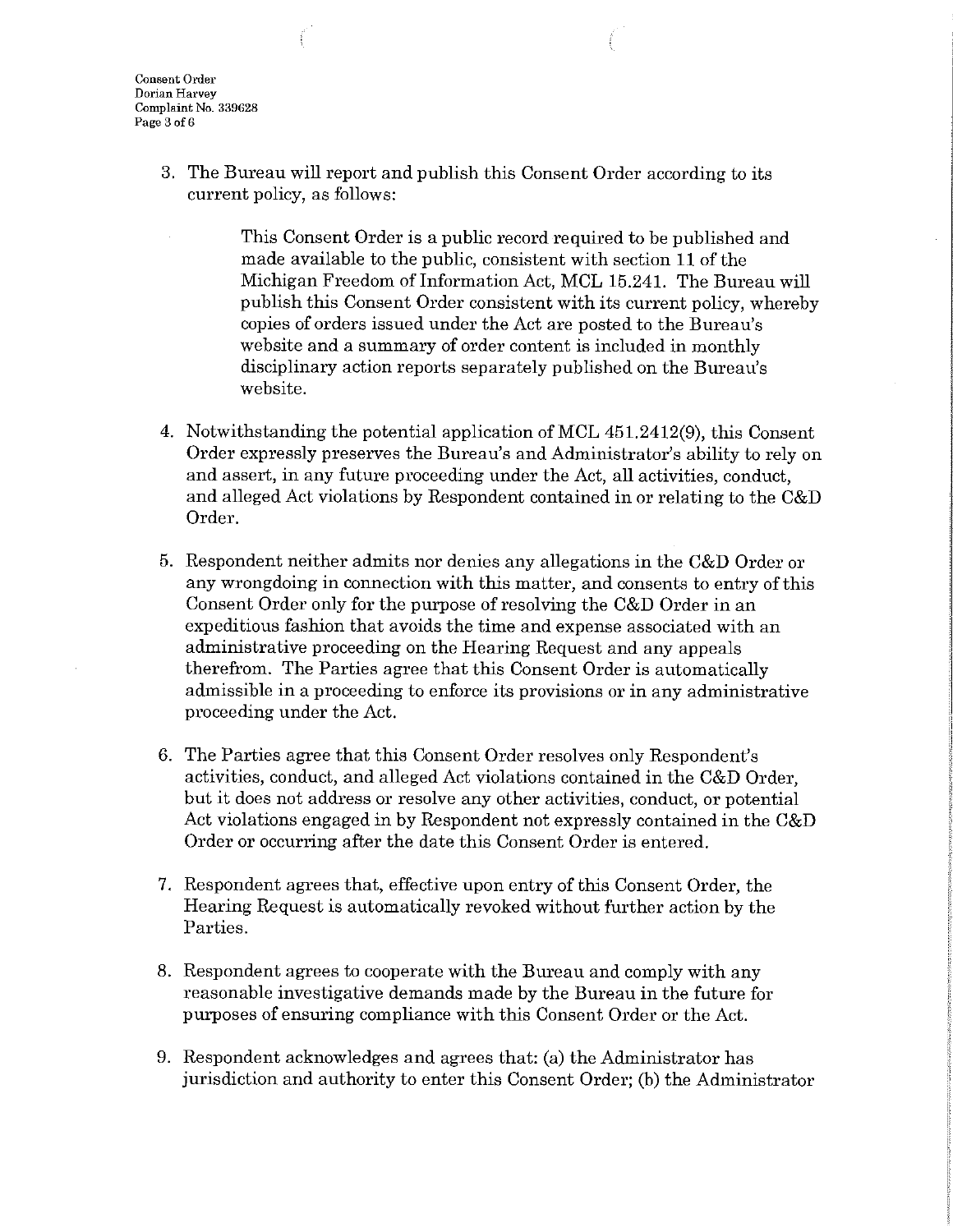3. The Bureau will report and publish this Consent Order according to its current policy, as follows:

   > This Consent Order is a public record required to be published and made available to the public, consistent with section 11 of the Michigan Freedom of Information Act, MCL 15.241. The Bureau will publish this Consent Order consistent with its current policy, whereby copies of orders issued under the Act are posted to the Bureau's website and a summary of order content is included in monthly disciplinary action reports separately published on the Bureau's website.

4. Notwithstanding the potential application of MCL 451.2412(9), this Consent Order expressly preserves the Bureau's and Administrator's ability to rely on and assert, in any future proceeding under the Act, all activities, conduct, and alleged Act violations by Respondent contained in or relating to the C&D Order.

5. Respondent neither admits nor denies any allegations in the C&D Order or any wrongdoing in connection with this matter, and consents to entry of this Consent Order only for the purpose of resolving the C&D Order in an expeditious fashion that avoids the time and expense associated with an administrative proceeding on the Hearing Request and any appeals therefrom. The Parties agree that this Consent Order is automatically admissible in a proceeding to enforce its provisions or in any administrative proceeding under the Act.

6. The Parties agree that this Consent Order resolves only Respondent's activities, conduct, and alleged Act violations contained in the C&D Order, but it does not address or resolve any other activities, conduct, or potential Act violations engaged in by Respondent not expressly contained in the C&D Order or occurring after the date this Consent Order is entered.

7. Respondent agrees that, effective upon entry of this Consent Order, the Hearing Request is automatically revoked without further action by the Parties.

8. Respondent agrees to cooperate with the Bureau and comply with any reasonable investigative demands made by the Bureau in the future for purposes of ensuring compliance with this Consent Order or the Act.

9. Respondent acknowledges and agrees that: (a) the Administrator has jurisdiction and authority to enter this Consent Order; (b) the Administrator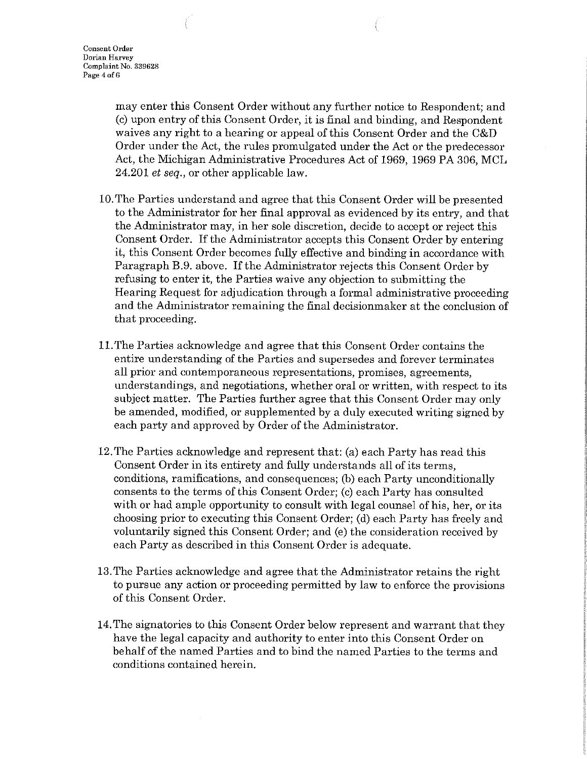may enter this Consent Order without any further notice to Respondent; and (c) upon entry of this Consent Order, it is final and binding, and Respondent waives any right to a hearing or appeal of this Consent Order and the C&D Order under the Act, the rules promulgated under the Act or the predecessor Act, the Michigan Administrative Procedures Act of 1969, 1969 PA 306, MCL 24.201 *et seq.*, or other applicable law.

10. The Parties understand and agree that this Consent Order will be presented to the Administrator for her final approval as evidenced by its entry, and that the Administrator may, in her sole discretion, decide to accept or reject this Consent Order. If the Administrator accepts this Consent Order by entering it, this Consent Order becomes fully effective and binding in accordance with Paragraph B.9. above. If the Administrator rejects this Consent Order by refusing to enter it, the Parties waive any objection to submitting the Hearing Request for adjudication through a formal administrative proceeding and the Administrator remaining the final decisionmaker at the conclusion of that proceeding.

11. The Parties acknowledge and agree that this Consent Order contains the entire understanding of the Parties and supersedes and forever terminates all prior and contemporaneous representations, promises, agreements, understandings, and negotiations, whether oral or written, with respect to its subject matter. The Parties further agree that this Consent Order may only be amended, modified, or supplemented by a duly executed writing signed by each party and approved by Order of the Administrator.

12. The Parties acknowledge and represent that: (a) each Party has read this Consent Order in its entirety and fully understands all of its terms, conditions, ramifications, and consequences; (b) each Party unconditionally consents to the terms of this Consent Order; (c) each Party has consulted with or had ample opportunity to consult with legal counsel of his, her, or its choosing prior to executing this Consent Order; (d) each Party has freely and voluntarily signed this Consent Order; and (e) the consideration received by each Party as described in this Consent Order is adequate.

13. The Parties acknowledge and agree that the Administrator retains the right to pursue any action or proceeding permitted by law to enforce the provisions of this Consent Order.

14. The signatories to this Consent Order below represent and warrant that they have the legal capacity and authority to enter into this Consent Order on behalf of the named Parties and to bind the named Parties to the terms and conditions contained herein.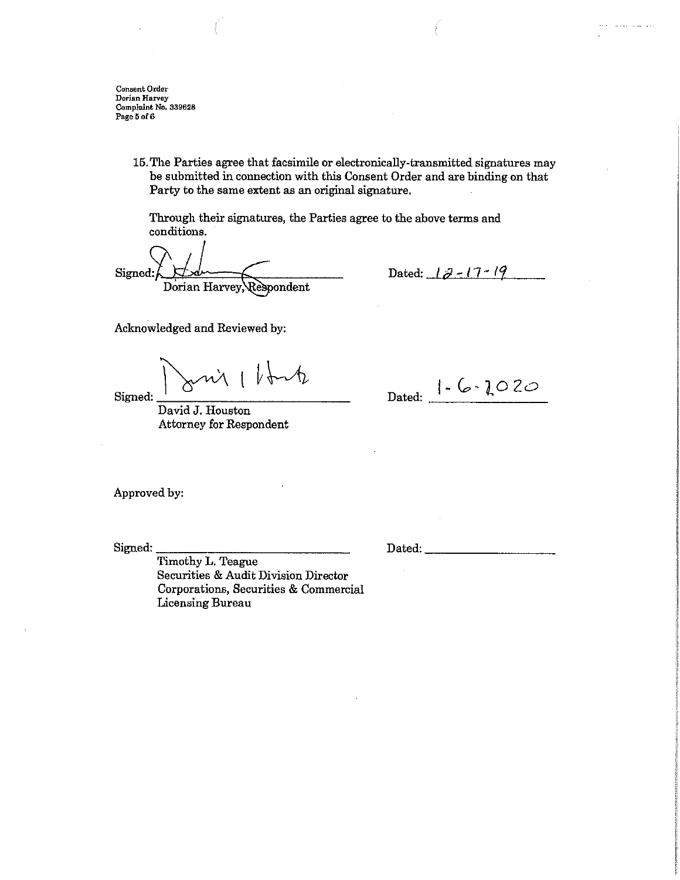15. The Parties agree that facsimile or electronically-transmitted signatures may be submitted in connection with this Consent Order and are binding on that Party to the same extent as an original signature.

Through their signatures, the Parties agree to the above terms and conditions.

Signed: ______________________________ Dated: 12-17-19
Dorian Harvey, Respondent

Acknowledged and Reviewed by:

Signed: ______________________________ Dated: 1-6-2020
David J. Houston
Attorney for Respondent

Approved by:

Signed: ______________________________ Dated: ____________________
Timothy L. Teague
Securities & Audit Division Director
Corporations, Securities & Commercial Licensing Bureau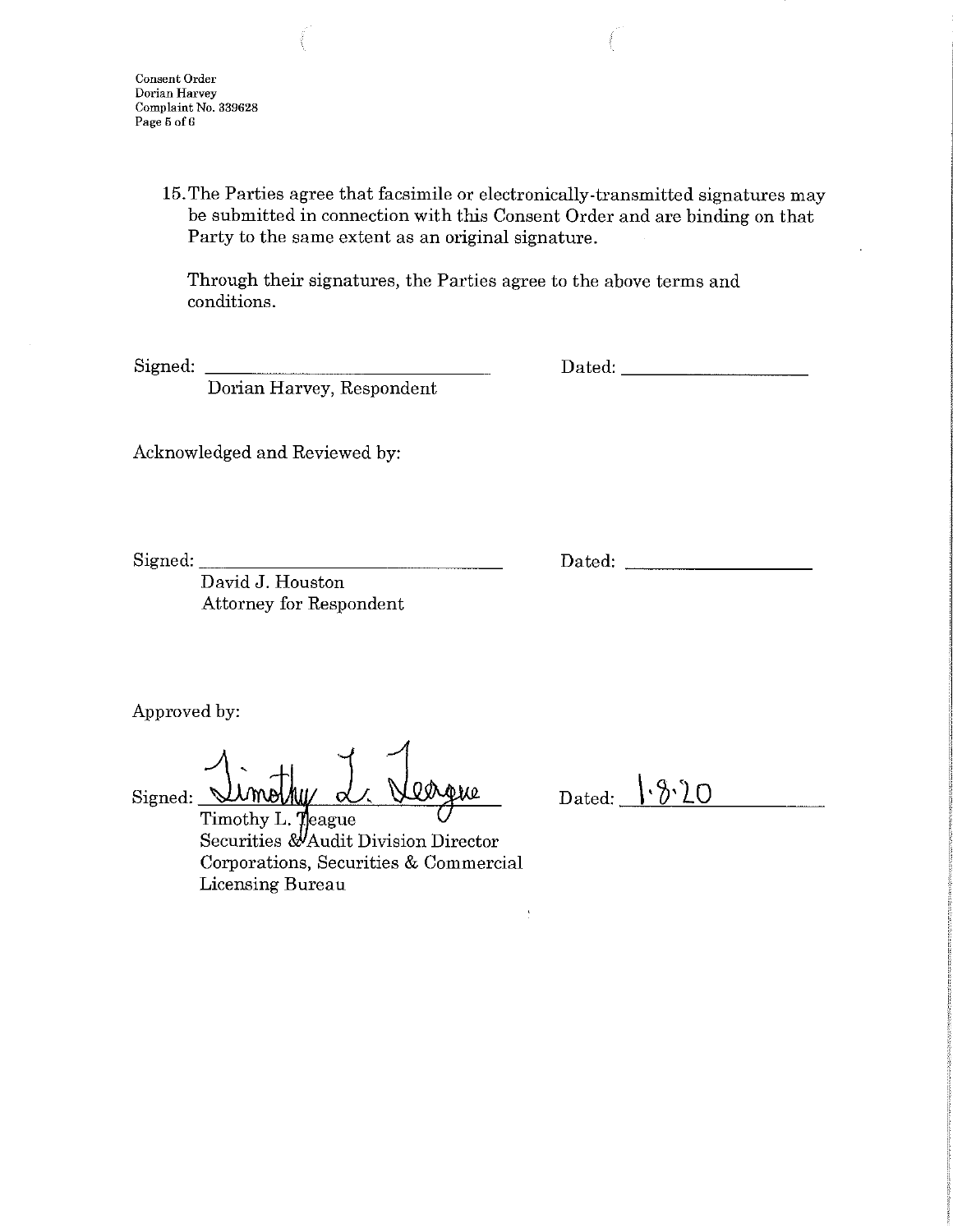15. The Parties agree that facsimile or electronically-transmitted signatures may be submitted in connection with this Consent Order and are binding on that Party to the same extent as an original signature.

Through their signatures, the Parties agree to the above terms and conditions.

Signed: ______________________________ Dated: ____________________
Dorian Harvey, Respondent

Acknowledged and Reviewed by:

Signed: ______________________________ Dated: ____________________
David J. Houston
Attorney for Respondent

Approved by:

Signed: Timothy L. Teague Dated: 1.8.20
Timothy L. Teague
Securities & Audit Division Director
Corporations, Securities & Commercial Licensing Bureau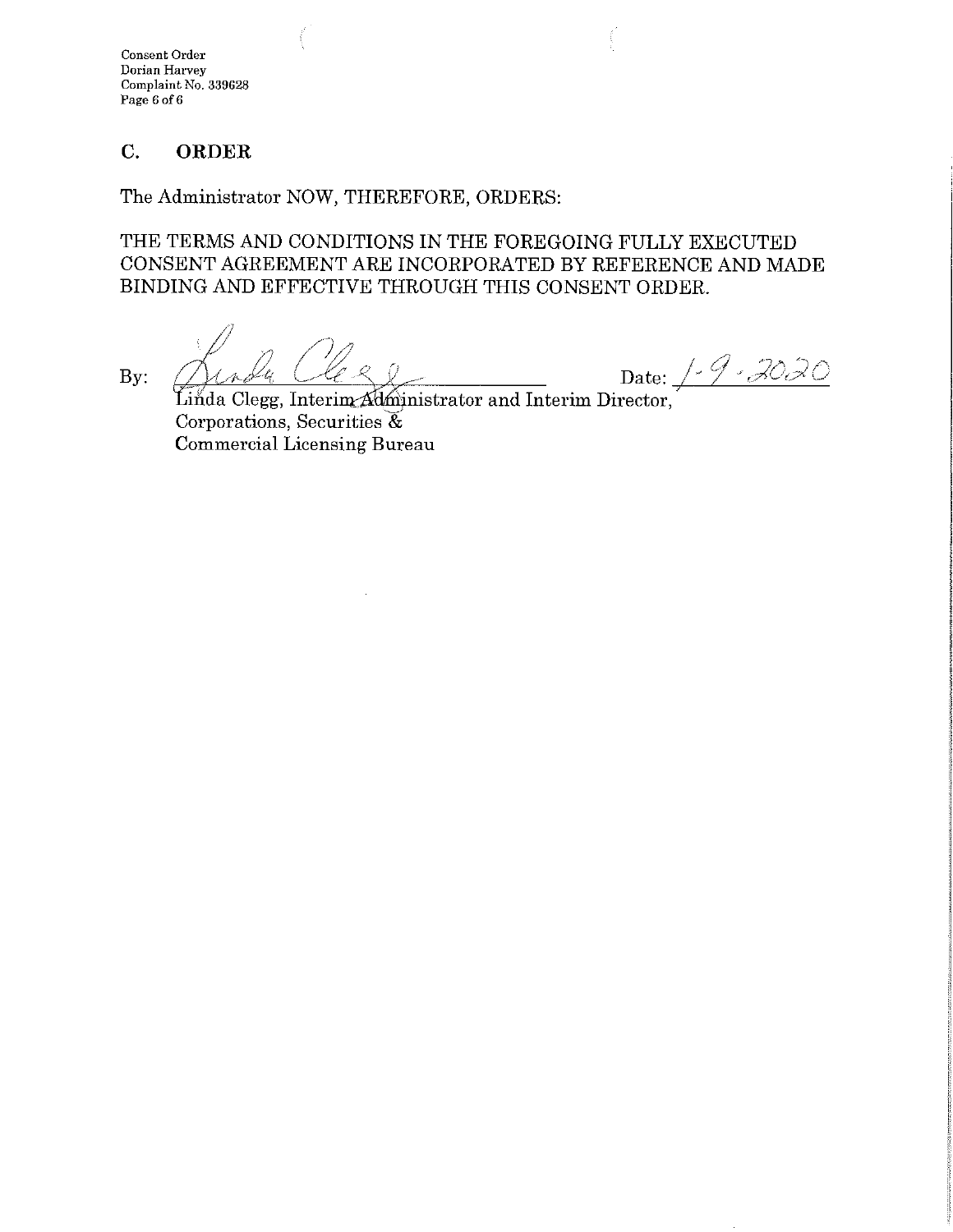## C. ORDER

The Administrator NOW, THEREFORE, ORDERS:

THE TERMS AND CONDITIONS IN THE FOREGOING FULLY EXECUTED CONSENT AGREEMENT ARE INCORPORATED BY REFERENCE AND MADE BINDING AND EFFECTIVE THROUGH THIS CONSENT ORDER.

By: Linda Clegg Date: 1-9-2020

Linda Clegg, Interim Administrator and Interim Director,
Corporations, Securities &
Commercial Licensing Bureau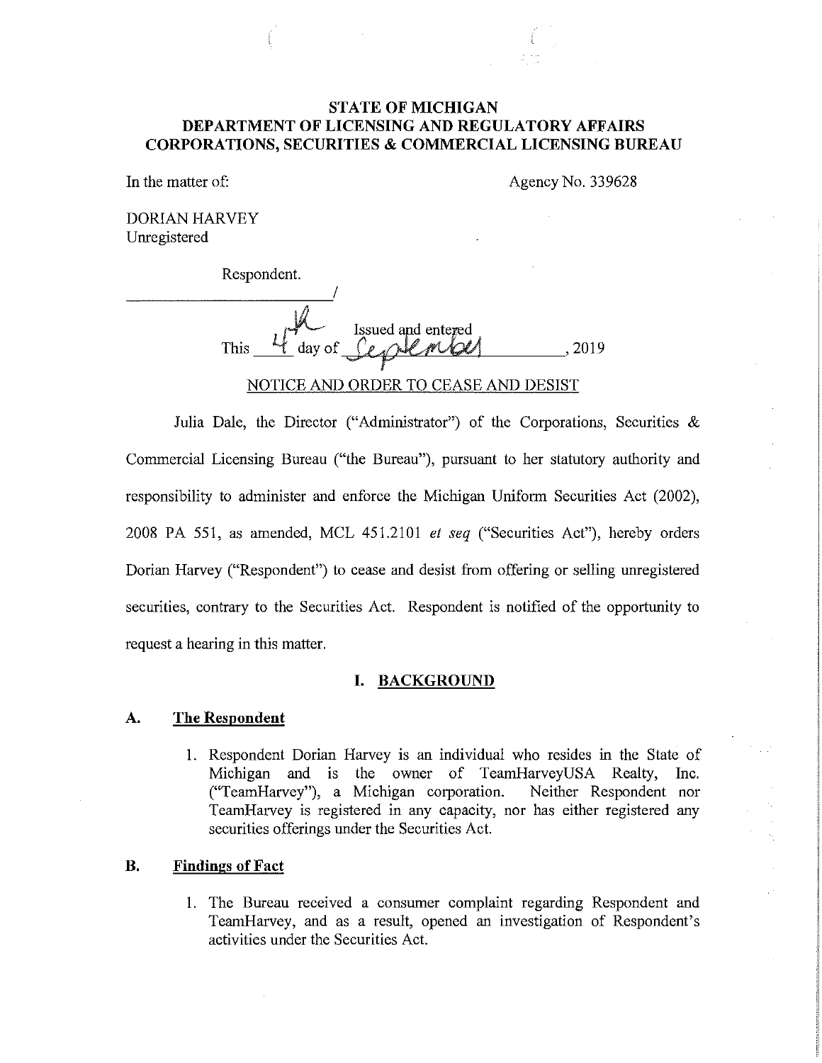**STATE OF MICHIGAN**
**DEPARTMENT OF LICENSING AND REGULATORY AFFAIRS**
**CORPORATIONS, SECURITIES & COMMERCIAL LICENSING BUREAU**

In the matter of: Agency No. 339628

DORIAN HARVEY
Unregistered

Respondent.
______________________________/

Issued and entered
This 4th day of September, 2019

NOTICE AND ORDER TO CEASE AND DESIST

Julia Dale, the Director ("Administrator") of the Corporations, Securities & Commercial Licensing Bureau ("the Bureau"), pursuant to her statutory authority and responsibility to administer and enforce the Michigan Uniform Securities Act (2002), 2008 PA 551, as amended, MCL 451.2101 *et seq* ("Securities Act"), hereby orders Dorian Harvey ("Respondent") to cease and desist from offering or selling unregistered securities, contrary to the Securities Act. Respondent is notified of the opportunity to request a hearing in this matter.

## I. BACKGROUND

### A. The Respondent

1. Respondent Dorian Harvey is an individual who resides in the State of Michigan and is the owner of TeamHarveyUSA Realty, Inc. ("TeamHarvey"), a Michigan corporation. Neither Respondent nor TeamHarvey is registered in any capacity, nor has either registered any securities offerings under the Securities Act.

### B. Findings of Fact

1. The Bureau received a consumer complaint regarding Respondent and TeamHarvey, and as a result, opened an investigation of Respondent's activities under the Securities Act.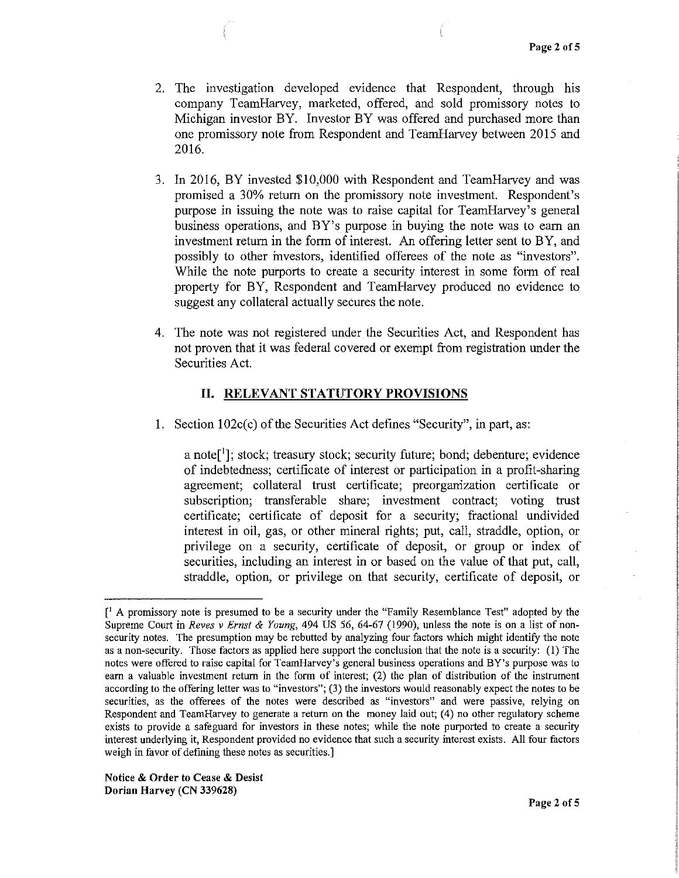2. The investigation developed evidence that Respondent, through his company TeamHarvey, marketed, offered, and sold promissory notes to Michigan investor BY. Investor BY was offered and purchased more than one promissory note from Respondent and TeamHarvey between 2015 and 2016.

3. In 2016, BY invested $10,000 with Respondent and TeamHarvey and was promised a 30% return on the promissory note investment. Respondent's purpose in issuing the note was to raise capital for TeamHarvey's general business operations, and BY's purpose in buying the note was to earn an investment return in the form of interest. An offering letter sent to BY, and possibly to other investors, identified offerees of the note as "investors". While the note purports to create a security interest in some form of real property for BY, Respondent and TeamHarvey produced no evidence to suggest any collateral actually secures the note.

4. The note was not registered under the Securities Act, and Respondent has not proven that it was federal covered or exempt from registration under the Securities Act.

## II. RELEVANT STATUTORY PROVISIONS

1. Section 102c(c) of the Securities Act defines "Security", in part, as:

   a note[1]; stock; treasury stock; security future; bond; debenture; evidence of indebtedness; certificate of interest or participation in a profit-sharing agreement; collateral trust certificate; preorganization certificate or subscription; transferable share; investment contract; voting trust certificate; certificate of deposit for a security; fractional undivided interest in oil, gas, or other mineral rights; put, call, straddle, option, or privilege on a security, certificate of deposit, or group or index of securities, including an interest in or based on the value of that put, call, straddle, option, or privilege on that security, certificate of deposit, or

---

[1 A promissory note is presumed to be a security under the "Family Resemblance Test" adopted by the Supreme Court in *Reves v Ernst & Young*, 494 US 56, 64-67 (1990), unless the note is on a list of non-security notes. The presumption may be rebutted by analyzing four factors which might identify the note as a non-security. Those factors as applied here support the conclusion that the note is a security: (1) The notes were offered to raise capital for TeamHarvey's general business operations and BY's purpose was to earn a valuable investment return in the form of interest; (2) the plan of distribution of the instrument according to the offering letter was to "investors"; (3) the investors would reasonably expect the notes to be securities, as the offerees of the notes were described as "investors" and were passive, relying on Respondent and TeamHarvey to generate a return on the money laid out; (4) no other regulatory scheme exists to provide a safeguard for investors in these notes; while the note purported to create a security interest underlying it, Respondent provided no evidence that such a security interest exists. All four factors weigh in favor of defining these notes as securities.]

**Notice & Order to Cease & Desist**
**Dorian Harvey (CN 339628)**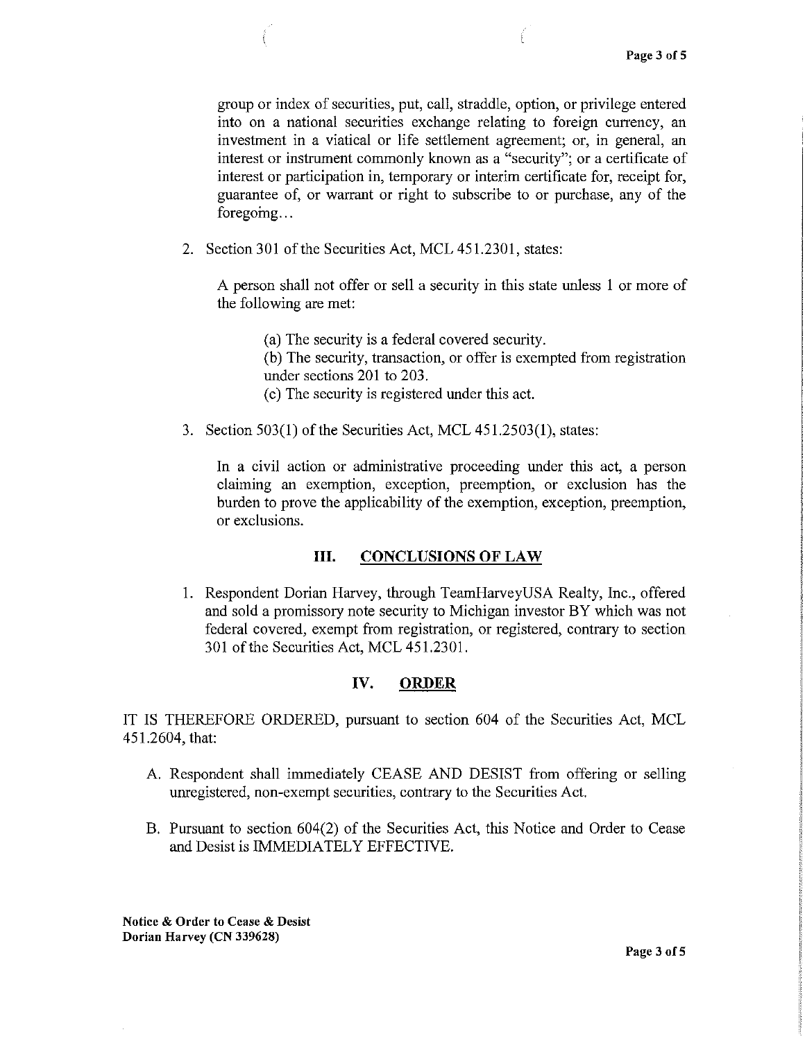group or index of securities, put, call, straddle, option, or privilege entered into on a national securities exchange relating to foreign currency, an investment in a viatical or life settlement agreement; or, in general, an interest or instrument commonly known as a "security"; or a certificate of interest or participation in, temporary or interim certificate for, receipt for, guarantee of, or warrant or right to subscribe to or purchase, any of the foregoing…

2. Section 301 of the Securities Act, MCL 451.2301, states:

   A person shall not offer or sell a security in this state unless 1 or more of the following are met:

   (a) The security is a federal covered security.
   (b) The security, transaction, or offer is exempted from registration under sections 201 to 203.
   (c) The security is registered under this act.

3. Section 503(1) of the Securities Act, MCL 451.2503(1), states:

   In a civil action or administrative proceeding under this act, a person claiming an exemption, exception, preemption, or exclusion has the burden to prove the applicability of the exemption, exception, preemption, or exclusions.

## III. CONCLUSIONS OF LAW

1. Respondent Dorian Harvey, through TeamHarveyUSA Realty, Inc., offered and sold a promissory note security to Michigan investor BY which was not federal covered, exempt from registration, or registered, contrary to section 301 of the Securities Act, MCL 451.2301.

## IV. ORDER

IT IS THEREFORE ORDERED, pursuant to section 604 of the Securities Act, MCL 451.2604, that:

A. Respondent shall immediately CEASE AND DESIST from offering or selling unregistered, non-exempt securities, contrary to the Securities Act.

B. Pursuant to section 604(2) of the Securities Act, this Notice and Order to Cease and Desist is IMMEDIATELY EFFECTIVE.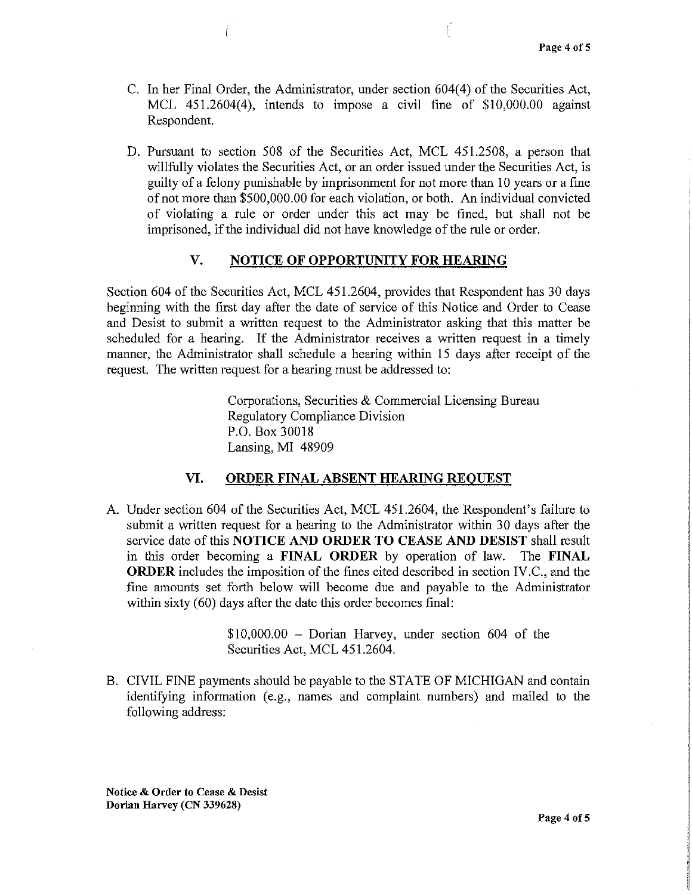C. In her Final Order, the Administrator, under section 604(4) of the Securities Act, MCL 451.2604(4), intends to impose a civil fine of $10,000.00 against Respondent.

D. Pursuant to section 508 of the Securities Act, MCL 451.2508, a person that willfully violates the Securities Act, or an order issued under the Securities Act, is guilty of a felony punishable by imprisonment for not more than 10 years or a fine of not more than $500,000.00 for each violation, or both. An individual convicted of violating a rule or order under this act may be fined, but shall not be imprisoned, if the individual did not have knowledge of the rule or order.

## V. NOTICE OF OPPORTUNITY FOR HEARING

Section 604 of the Securities Act, MCL 451.2604, provides that Respondent has 30 days beginning with the first day after the date of service of this Notice and Order to Cease and Desist to submit a written request to the Administrator asking that this matter be scheduled for a hearing. If the Administrator receives a written request in a timely manner, the Administrator shall schedule a hearing within 15 days after receipt of the request. The written request for a hearing must be addressed to:

> Corporations, Securities & Commercial Licensing Bureau
> Regulatory Compliance Division
> P.O. Box 30018
> Lansing, MI 48909

## VI. ORDER FINAL ABSENT HEARING REQUEST

A. Under section 604 of the Securities Act, MCL 451.2604, the Respondent's failure to submit a written request for a hearing to the Administrator within 30 days after the service date of this **NOTICE AND ORDER TO CEASE AND DESIST** shall result in this order becoming a **FINAL ORDER** by operation of law. The **FINAL ORDER** includes the imposition of the fines cited described in section IV.C., and the fine amounts set forth below will become due and payable to the Administrator within sixty (60) days after the date this order becomes final:

> $10,000.00 – Dorian Harvey, under section 604 of the Securities Act, MCL 451.2604.

B. CIVIL FINE payments should be payable to the STATE OF MICHIGAN and contain identifying information (e.g., names and complaint numbers) and mailed to the following address:

**Notice & Order to Cease & Desist**
**Dorian Harvey (CN 339628)**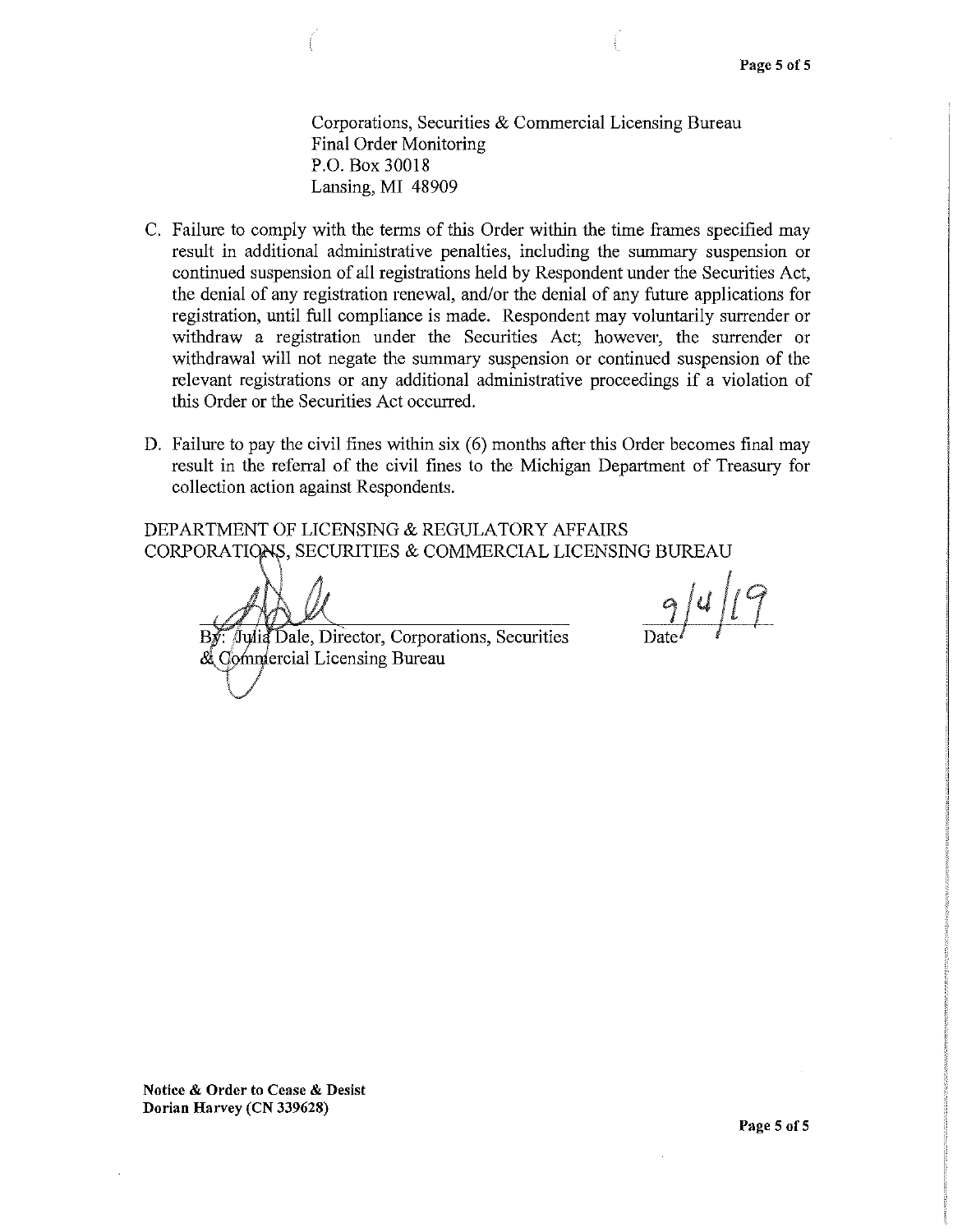Corporations, Securities & Commercial Licensing Bureau
Final Order Monitoring
P.O. Box 30018
Lansing, MI 48909

C. Failure to comply with the terms of this Order within the time frames specified may result in additional administrative penalties, including the summary suspension or continued suspension of all registrations held by Respondent under the Securities Act, the denial of any registration renewal, and/or the denial of any future applications for registration, until full compliance is made. Respondent may voluntarily surrender or withdraw a registration under the Securities Act; however, the surrender or withdrawal will not negate the summary suspension or continued suspension of the relevant registrations or any additional administrative proceedings if a violation of this Order or the Securities Act occurred.

D. Failure to pay the civil fines within six (6) months after this Order becomes final may result in the referral of the civil fines to the Michigan Department of Treasury for collection action against Respondents.

DEPARTMENT OF LICENSING & REGULATORY AFFAIRS
CORPORATIONS, SECURITIES & COMMERCIAL LICENSING BUREAU

By: Julia Dale, Director, Corporations, Securities & Commercial Licensing Bureau

9/4/19
Date

**Notice & Order to Cease & Desist**
**Dorian Harvey (CN 339628)**